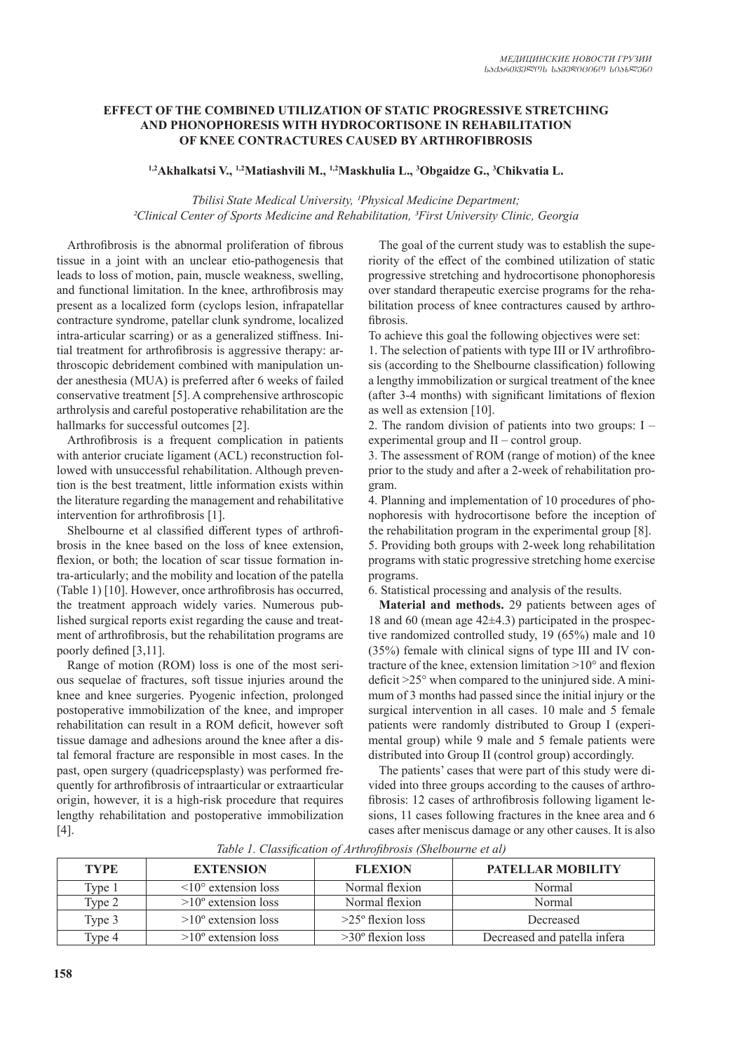# EFFECT OF THE COMBINED UTILIZATION OF STATIC PROGRESSIVE STRETCHING AND PHONOPHORESIS WITH HYDROCORTISONE IN REHABILITATION OF KNEE CONTRACTURES CAUSED BY ARTHROFIBROSIS

**[1,2]Akhalkatsi V., [1,2]Matiashvili M., [1,2]Maskhulia L., [3]Obgaidze G., [3]Chikvatia L.**

*Tbilisi State Medical University, [1]Physical Medicine Department; [2]Clinical Center of Sports Medicine and Rehabilitation, [3]First University Clinic, Georgia*

Arthrofibrosis is the abnormal proliferation of fibrous tissue in a joint with an unclear etio-pathogenesis that leads to loss of motion, pain, muscle weakness, swelling, and functional limitation. In the knee, arthrofibrosis may present as a localized form (cyclops lesion, infrapatellar contracture syndrome, patellar clunk syndrome, localized intra-articular scarring) or as a generalized stiffness. Initial treatment for arthrofibrosis is aggressive therapy: arthroscopic debridement combined with manipulation under anesthesia (MUA) is preferred after 6 weeks of failed conservative treatment [5]. A comprehensive arthroscopic arthrolysis and careful postoperative rehabilitation are the hallmarks for successful outcomes [2].

Arthrofibrosis is a frequent complication in patients with anterior cruciate ligament (ACL) reconstruction followed with unsuccessful rehabilitation. Although prevention is the best treatment, little information exists within the literature regarding the management and rehabilitative intervention for arthrofibrosis [1].

Shelbourne et al classified different types of arthrofibrosis in the knee based on the loss of knee extension, flexion, or both; the location of scar tissue formation intra-articularly; and the mobility and location of the patella (Table 1) [10]. However, once arthrofibrosis has occurred, the treatment approach widely varies. Numerous published surgical reports exist regarding the cause and treatment of arthrofibrosis, but the rehabilitation programs are poorly defined [3,11].

Range of motion (ROM) loss is one of the most serious sequelae of fractures, soft tissue injuries around the knee and knee surgeries. Pyogenic infection, prolonged postoperative immobilization of the knee, and improper rehabilitation can result in a ROM deficit, however soft tissue damage and adhesions around the knee after a distal femoral fracture are responsible in most cases. In the past, open surgery (quadricepsplasty) was performed frequently for arthrofibrosis of intraarticular or extraarticular origin, however, it is a high-risk procedure that requires lengthy rehabilitation and postoperative immobilization [4].

The goal of the current study was to establish the superiority of the effect of the combined utilization of static progressive stretching and hydrocortisone phonophoresis over standard therapeutic exercise programs for the rehabilitation process of knee contractures caused by arthrofibrosis.

To achieve this goal the following objectives were set:

1. The selection of patients with type III or IV arthrofibrosis (according to the Shelbourne classification) following a lengthy immobilization or surgical treatment of the knee (after 3-4 months) with significant limitations of flexion as well as extension [10].
2. The random division of patients into two groups: I – experimental group and II – control group.
3. The assessment of ROM (range of motion) of the knee prior to the study and after a 2-week of rehabilitation program.
4. Planning and implementation of 10 procedures of phonophoresis with hydrocortisone before the inception of the rehabilitation program in the experimental group [8].
5. Providing both groups with 2-week long rehabilitation programs with static progressive stretching home exercise programs.
6. Statistical processing and analysis of the results.

**Material and methods.** 29 patients between ages of 18 and 60 (mean age 42±4.3) participated in the prospective randomized controlled study, 19 (65%) male and 10 (35%) female with clinical signs of type III and IV contracture of the knee, extension limitation >10° and flexion deficit >25° when compared to the uninjured side. A minimum of 3 months had passed since the initial injury or the surgical intervention in all cases. 10 male and 5 female patients were randomly distributed to Group I (experimental group) while 9 male and 5 female patients were distributed into Group II (control group) accordingly.

The patients' cases that were part of this study were divided into three groups according to the causes of arthrofibrosis: 12 cases of arthrofibrosis following ligament lesions, 11 cases following fractures in the knee area and 6 cases after meniscus damage or any other causes. It is also

*Table 1. Classification of Arthrofibrosis (Shelbourne et al)*

| TYPE | EXTENSION | FLEXION | PATELLAR MOBILITY |
|---|---|---|---|
| Type 1 | <10° extension loss | Normal flexion | Normal |
| Type 2 | >10º extension loss | Normal flexion | Normal |
| Type 3 | >10º extension loss | >25º flexion loss | Decreased |
| Type 4 | >10º extension loss | >30º flexion loss | Decreased and patella infera |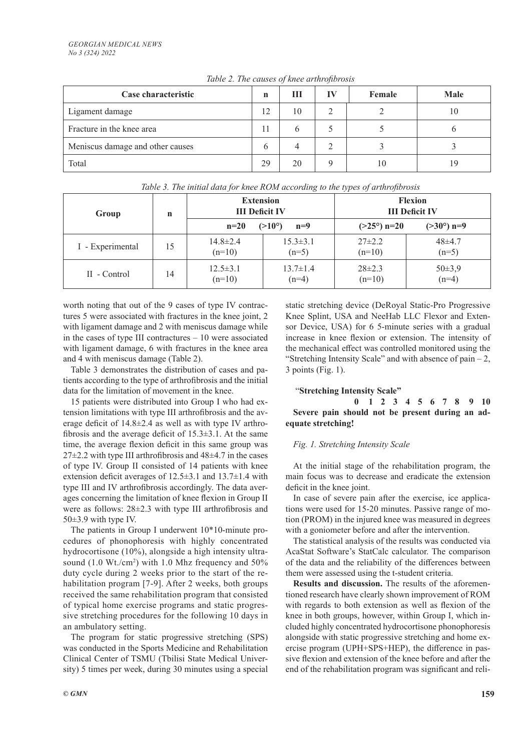*Table 2. The causes of knee arthrofibrosis*

| Case characteristic | n | III | IV | Female | Male |
|---|---|---|---|---|---|
| Ligament damage | 12 | 10 | 2 | 2 | 10 |
| Fracture in the knee area | 11 | 6 | 5 | 5 | 6 |
| Meniscus damage and other causes | 6 | 4 | 2 | 3 | 3 |
| Total | 29 | 20 | 9 | 10 | 19 |

*Table 3. The initial data for knee ROM according to the types of arthrofibrosis*

| Group | n | Extension III Deficit IV | | Flexion III Deficit IV | |
|---|---|---|---|---|---|
| | | n=20 | (>10°) n=9 | (>25°) n=20 | (>30°) n=9 |
| I - Experimental | 15 | 14.8±2.4 (n=10) | 15.3±3.1 (n=5) | 27±2.2 (n=10) | 48±4.7 (n=5) |
| II - Control | 14 | 12.5±3.1 (n=10) | 13.7±1.4 (n=4) | 28±2.3 (n=10) | 50±3,9 (n=4) |

worth noting that out of the 9 cases of type IV contractures 5 were associated with fractures in the knee joint, 2 with ligament damage and 2 with meniscus damage while in the cases of type III contractures – 10 were associated with ligament damage, 6 with fractures in the knee area and 4 with meniscus damage (Table 2).

Table 3 demonstrates the distribution of cases and patients according to the type of arthrofibrosis and the initial data for the limitation of movement in the knee.

15 patients were distributed into Group I who had extension limitations with type III arthrofibrosis and the average deficit of 14.8±2.4 as well as with type IV arthrofibrosis and the average deficit of 15.3±3.1. At the same time, the average flexion deficit in this same group was 27±2.2 with type III arthrofibrosis and 48±4.7 in the cases of type IV. Group II consisted of 14 patients with knee extension deficit averages of 12.5±3.1 and 13.7±1.4 with type III and IV arthrofibrosis accordingly. The data averages concerning the limitation of knee flexion in Group II were as follows: 28±2.3 with type III arthrofibrosis and 50±3.9 with type IV.

The patients in Group I underwent 10*10-minute procedures of phonophoresis with highly concentrated hydrocortisone (10%), alongside a high intensity ultrasound (1.0 Wt./cm$^2$) with 1.0 Mhz frequency and 50% duty cycle during 2 weeks prior to the start of the rehabilitation program [7-9]. After 2 weeks, both groups received the same rehabilitation program that consisted of typical home exercise programs and static progressive stretching procedures for the following 10 days in an ambulatory setting.

The program for static progressive stretching (SPS) was conducted in the Sports Medicine and Rehabilitation Clinical Center of TSMU (Tbilisi State Medical University) 5 times per week, during 30 minutes using a special static stretching device (DeRoyal Static-Pro Progressive Knee Splint, USA and NeeHab LLC Flexor and Extensor Device, USA) for 6 5-minute series with a gradual increase in knee flexion or extension. The intensity of the mechanical effect was controlled monitored using the "Stretching Intensity Scale" and with absence of pain – 2, 3 points (Fig. 1).

"**Stretching Intensity Scale**"

**0 1 2 3 4 5 6 7 8 9 10**

**Severe pain should not be present during an adequate stretching!**

*Fig. 1. Stretching Intensity Scale*

At the initial stage of the rehabilitation program, the main focus was to decrease and eradicate the extension deficit in the knee joint.

In case of severe pain after the exercise, ice applications were used for 15-20 minutes. Passive range of motion (PROM) in the injured knee was measured in degrees with a goniometer before and after the intervention.

The statistical analysis of the results was conducted via AcaStat Software's StatCalc calculator. The comparison of the data and the reliability of the differences between them were assessed using the t-student criteria.

**Results and discussion.** The results of the aforementioned research have clearly shown improvement of ROM with regards to both extension as well as flexion of the knee in both groups, however, within Group I, which included highly concentrated hydrocortisone phonophoresis alongside with static progressive stretching and home exercise program (UPH+SPS+HEP), the difference in passive flexion and extension of the knee before and after the end of the rehabilitation program was significant and reli-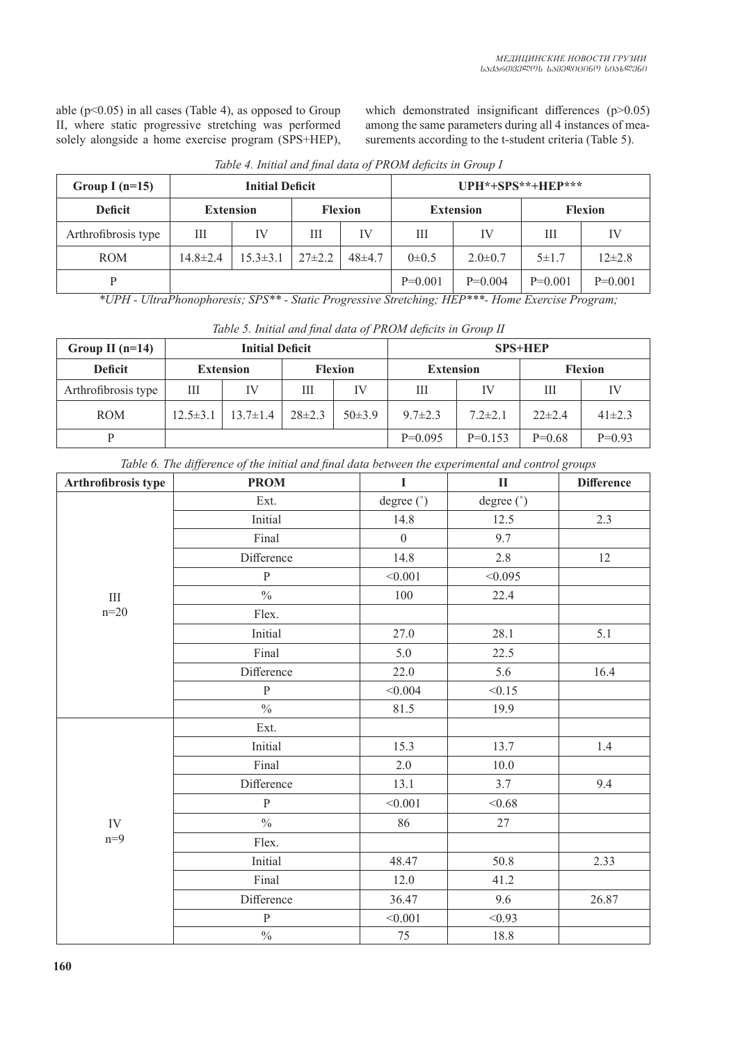able ($p<0.05$) in all cases (Table 4), as opposed to Group II, where static progressive stretching was performed solely alongside a home exercise program (SPS+HEP), which demonstrated insignificant differences ($p>0.05$) among the same parameters during all 4 instances of measurements according to the t-student criteria (Table 5).

*Table 4. Initial and final data of PROM deficits in Group I*

| Group I (n=15) | Initial Deficit | | | | UPH*+SPS**+HEP*** | | | |
|---|---|---|---|---|---|---|---|---|
| **Deficit** | **Extension** | | **Flexion** | | **Extension** | | **Flexion** | |
| Arthrofibrosis type | III | IV | III | IV | III | IV | III | IV |
| ROM | 14.8±2.4 | 15.3±3.1 | 27±2.2 | 48±4.7 | 0±0.5 | 2.0±0.7 | 5±1.7 | 12±2.8 |
| P | | | | | P=0.001 | P=0.004 | P=0.001 | P=0.001 |

*\*UPH - UltraPhonophoresis; SPS\*\* - Static Progressive Stretching; HEP\*\*\*- Home Exercise Program;*

*Table 5. Initial and final data of PROM deficits in Group II*

| Group II (n=14) | Initial Deficit | | | | SPS+HEP | | | |
|---|---|---|---|---|---|---|---|---|
| **Deficit** | **Extension** | | **Flexion** | | **Extension** | | **Flexion** | |
| Arthrofibrosis type | III | IV | III | IV | III | IV | III | IV |
| ROM | 12.5±3.1 | 13.7±1.4 | 28±2.3 | 50±3.9 | 9.7±2.3 | 7.2±2.1 | 22±2.4 | 41±2.3 |
| P | | | | | P=0.095 | P=0.153 | P=0.68 | P=0.93 |

*Table 6. The difference of the initial and final data between the experimental and control groups*

| Arthrofibrosis type | PROM | I | II | Difference |
|---|---|---|---|---|
| III n=20 | Ext. | degree (˚) | degree (˚) | |
| | Initial | 14.8 | 12.5 | 2.3 |
| | Final | 0 | 9.7 | |
| | Difference | 14.8 | 2.8 | 12 |
| | P | <0.001 | <0.095 | |
| | % | 100 | 22.4 | |
| | Flex. | | | |
| | Initial | 27.0 | 28.1 | 5.1 |
| | Final | 5.0 | 22.5 | |
| | Difference | 22.0 | 5.6 | 16.4 |
| | P | <0.004 | <0.15 | |
| | % | 81.5 | 19.9 | |
| IV n=9 | Ext. | | | |
| | Initial | 15.3 | 13.7 | 1.4 |
| | Final | 2.0 | 10.0 | |
| | Difference | 13.1 | 3.7 | 9.4 |
| | P | <0.001 | <0.68 | |
| | % | 86 | 27 | |
| | Flex. | | | |
| | Initial | 48.47 | 50.8 | 2.33 |
| | Final | 12.0 | 41.2 | |
| | Difference | 36.47 | 9.6 | 26.87 |
| | P | <0.001 | <0.93 | |
| | % | 75 | 18.8 | |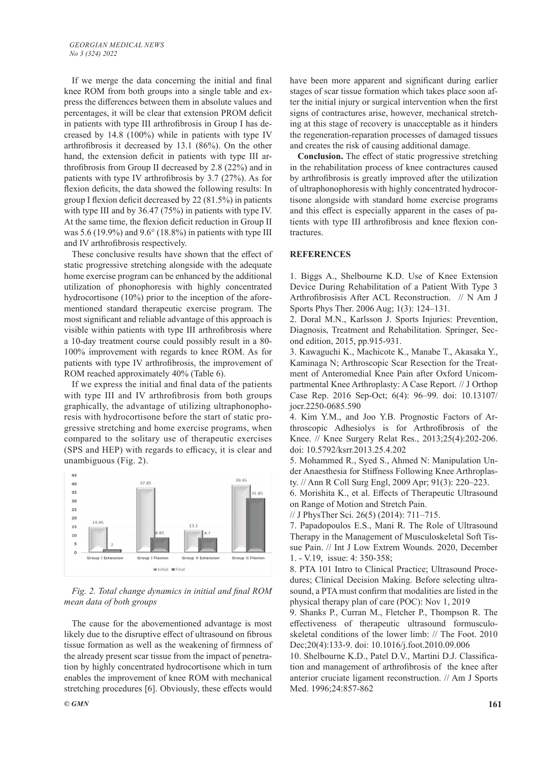If we merge the data concerning the initial and final knee ROM from both groups into a single table and express the differences between them in absolute values and percentages, it will be clear that extension PROM deficit in patients with type III arthrofibrosis in Group I has decreased by 14.8 (100%) while in patients with type IV arthrofibrosis it decreased by 13.1 (86%). On the other hand, the extension deficit in patients with type III arthrofibrosis from Group II decreased by 2.8 (22%) and in patients with type IV arthrofibrosis by 3.7 (27%). As for flexion deficits, the data showed the following results: In group I flexion deficit decreased by 22 (81.5%) in patients with type III and by 36.47 (75%) in patients with type IV. At the same time, the flexion deficit reduction in Group II was 5.6 (19.9%) and 9.6° (18.8%) in patients with type III and IV arthrofibrosis respectively.

These conclusive results have shown that the effect of static progressive stretching alongside with the adequate home exercise program can be enhanced by the additional utilization of phonophoresis with highly concentrated hydrocortisone (10%) prior to the inception of the aforementioned standard therapeutic exercise program. The most significant and reliable advantage of this approach is visible within patients with type III arthrofibrosis where a 10-day treatment course could possibly result in a 80-100% improvement with regards to knee ROM. As for patients with type IV arthrofibrosis, the improvement of ROM reached approximately 40% (Table 6).

If we express the initial and final data of the patients with type III and IV arthrofibrosis from both groups graphically, the advantage of utilizing ultraphonophoresis with hydrocortisone before the start of static progressive stretching and home exercise programs, when compared to the solitary use of therapeutic exercises (SPS and HEP) with regards to efficacy, it is clear and unambiguous (Fig. 2).

| | Initial | Final |
|---|---|---|
| Group I Extension | 14.95 | 2 |
| Group I Flexion | 37.85 | 8.85 |
| Group II Extension | 13.1 | 8.7 |
| Group II Flexion | 39.45 | 31.85 |

*Fig. 2. Total change dynamics in initial and final ROM mean data of both groups*

The cause for the abovementioned advantage is most likely due to the disruptive effect of ultrasound on fibrous tissue formation as well as the weakening of firmness of the already present scar tissue from the impact of penetration by highly concentrated hydrocortisone which in turn enables the improvement of knee ROM with mechanical stretching procedures [6]. Obviously, these effects would have been more apparent and significant during earlier stages of scar tissue formation which takes place soon after the initial injury or surgical intervention when the first signs of contractures arise, however, mechanical stretching at this stage of recovery is unacceptable as it hinders the regeneration-reparation processes of damaged tissues and creates the risk of causing additional damage.

**Conclusion.** The effect of static progressive stretching in the rehabilitation process of knee contractures caused by arthrofibrosis is greatly improved after the utilization of ultraphonophoresis with highly concentrated hydrocortisone alongside with standard home exercise programs and this effect is especially apparent in the cases of patients with type III arthrofibrosis and knee flexion contractures.

## REFERENCES

1. Biggs A., Shelbourne K.D. Use of Knee Extension Device During Rehabilitation of a Patient With Type 3 Arthrofibrosisis After ACL Reconstruction. // N Am J Sports Phys Ther. 2006 Aug; 1(3): 124–131.
2. Doral M.N., Karlsson J. Sports Injuries: Prevention, Diagnosis, Treatment and Rehabilitation. Springer, Second edition, 2015, pp.915-931.
3. Kawaguchi K., Machicote K., Manabe T., Akasaka Y., Kaminaga N; Arthroscopic Scar Resection for the Treatment of Anteromedial Knee Pain after Oxford Unicompartmental Knee Arthroplasty: A Case Report. // J Orthop Case Rep. 2016 Sep-Oct; 6(4): 96–99. doi: 10.13107/jocr.2250-0685.590
4. Kim Y.M., and Joo Y.B. Prognostic Factors of Arthroscopic Adhesiolys is for Arthrofibrosis of the Knee. // Knee Surgery Relat Res., 2013;25(4):202-206. doi: 10.5792/ksrr.2013.25.4.202
5. Mohammed R., Syed S., Ahmed N: Manipulation Under Anaesthesia for Stiffness Following Knee Arthroplasty. // Ann R Coll Surg Engl, 2009 Apr; 91(3): 220–223.
6. Morishita K., et al. Effects of Therapeutic Ultrasound on Range of Motion and Stretch Pain. // J PhysTher Sci. 26(5) (2014): 711–715.
7. Papadopoulos E.S., Mani R. The Role of Ultrasound Therapy in the Management of Musculoskeletal Soft Tissue Pain. // Int J Low Extrem Wounds. 2020, December 1. - V.19, issue: 4: 350-358;
8. PTA 101 Intro to Clinical Practice; Ultrasound Procedures; Clinical Decision Making. Before selecting ultrasound, a PTA must confirm that modalities are listed in the physical therapy plan of care (POC): Nov 1, 2019
9. Shanks P., Curran M., Fletcher P., Thompson R. The effectiveness of therapeutic ultrasound formusculoskeletal conditions of the lower limb: // The Foot. 2010 Dec;20(4):133-9. doi: 10.1016/j.foot.2010.09.006
10. Shelbourne K.D., Patel D.V., Martini D.J. Classification and management of arthrofibrosis of the knee after anterior cruciate ligament reconstruction. // Am J Sports Med. 1996;24:857-862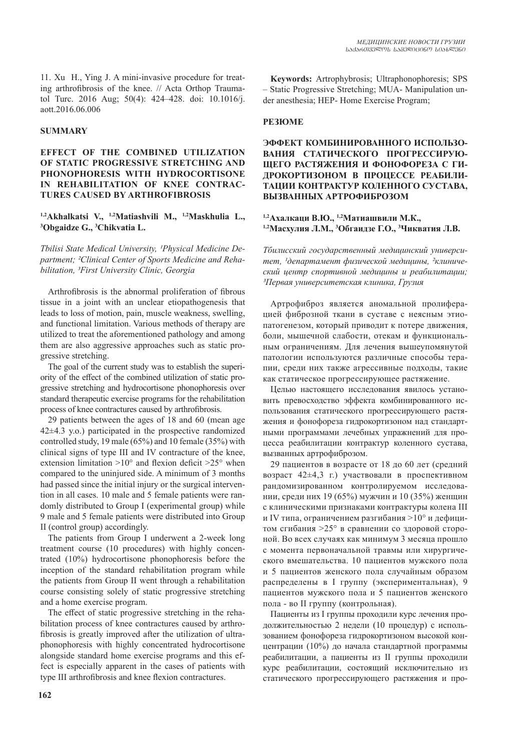11. Xu H., Ying J. A mini-invasive procedure for treating arthrofibrosis of the knee. // Acta Orthop Traumatol Turc. 2016 Aug; 50(4): 424–428. doi: 10.1016/j.aott.2016.06.006

## SUMMARY

### EFFECT OF THE COMBINED UTILIZATION OF STATIC PROGRESSIVE STRETCHING AND PHONOPHORESIS WITH HYDROCORTISONE IN REHABILITATION OF KNEE CONTRACTURES CAUSED BY ARTHROFIBROSIS

**[1,2]Akhalkatsi V., [1,2]Matiashvili M., [1,2]Maskhulia L., [3]Obgaidze G., [3]Chikvatia L.**

*Tbilisi State Medical University, [1]Physical Medicine Department; [2]Clinical Center of Sports Medicine and Rehabilitation, [3]First University Clinic, Georgia*

Arthrofibrosis is the abnormal proliferation of fibrous tissue in a joint with an unclear etiopathogenesis that leads to loss of motion, pain, muscle weakness, swelling, and functional limitation. Various methods of therapy are utilized to treat the aforementioned pathology and among them are also aggressive approaches such as static progressive stretching.

The goal of the current study was to establish the superiority of the effect of the combined utilization of static progressive stretching and hydrocortisone phonophoresis over standard therapeutic exercise programs for the rehabilitation process of knee contractures caused by arthrofibrosis.

29 patients between the ages of 18 and 60 (mean age 42±4.3 y.o.) participated in the prospective randomized controlled study, 19 male (65%) and 10 female (35%) with clinical signs of type III and IV contracture of the knee, extension limitation >10° and flexion deficit >25° when compared to the uninjured side. A minimum of 3 months had passed since the initial injury or the surgical intervention in all cases. 10 male and 5 female patients were randomly distributed to Group I (experimental group) while 9 male and 5 female patients were distributed into Group II (control group) accordingly.

The patients from Group I underwent a 2-week long treatment course (10 procedures) with highly concentrated (10%) hydrocortisone phonophoresis before the inception of the standard rehabilitation program while the patients from Group II went through a rehabilitation course consisting solely of static progressive stretching and a home exercise program.

The effect of static progressive stretching in the rehabilitation process of knee contractures caused by arthrofibrosis is greatly improved after the utilization of ultraphonophoresis with highly concentrated hydrocortisone alongside standard home exercise programs and this effect is especially apparent in the cases of patients with type III arthrofibrosis and knee flexion contractures.

**Keywords:** Artrophybrosis; Ultraphonophoresis; SPS – Static Progressive Stretching; MUA- Manipulation under anesthesia; HEP- Home Exercise Program;

## РЕЗЮМЕ

### ЭФФЕКТ КОМБИНИРОВАННОГО ИСПОЛЬЗОВАНИЯ СТАТИЧЕСКОГО ПРОГРЕССИРУЮЩЕГО РАСТЯЖЕНИЯ И ФОНОФОРЕЗА С ГИДРОКОРТИЗОНОМ В ПРОЦЕССЕ РЕАБИЛИТАЦИИ КОНТРАКТУР КОЛЕННОГО СУСТАВА, ВЫЗВАННЫХ АРТРОФИБРОЗОМ

**[1,2]Ахалкаци В.Ю., [1,2]Матиашвили М.К., [1,2]Масхулия Л.М., [3]Обгаидзе Г.О., [3]Чикватия Л.В.**

*Тбилисский государственный медицинский университет, [1]департамент физической медицины, [2]клинический центр спортивной медицины и реабилитации; [3]Первая университетская клиника, Грузия*

Артрофиброз является аномальной пролиферацией фиброзной ткани в суставе с неясным этиопатогенезом, который приводит к потере движения, боли, мышечной слабости, отекам и функциональным ограничениям. Для лечения вышеупомянутой патологии используются различные способы терапии, среди них также агрессивные подходы, такие как статическое прогрессирующее растяжение.

Целью настоящего исследования явилось установить превосходство эффекта комбинированного использования статического прогрессирующего растяжения и фонофореза гидрокортизоном над стандартными программами лечебных упражнений для процесса реабилитации контрактур коленного сустава, вызванных артрофиброзом.

29 пациентов в возрасте от 18 до 60 лет (средний возраст 42±4,3 г.) участвовали в проспективном рандомизированном контролируемом исследовании, среди них 19 (65%) мужчин и 10 (35%) женщин с клиническими признаками контрактуры колена III и IV типа, ограничением разгибания >10° и дефицитом сгибания >25° в сравнении со здоровой стороной. Во всех случаях как минимум 3 месяца прошло с момента первоначальной травмы или хирургического вмешательства. 10 пациентов мужского пола и 5 пациентов женского пола случайным образом распределены в I группу (экспериментальная), 9 пациентов мужского пола и 5 пациентов женского пола - во II группу (контрольная).

Пациенты из I группы проходили курс лечения продолжительностью 2 недели (10 процедур) с использованием фонофореза гидрокортизоном высокой концентрации (10%) до начала стандартной программы реабилитации, а пациенты из II группы проходили курс реабилитации, состоящий исключительно из статического прогрессирующего растяжения и про-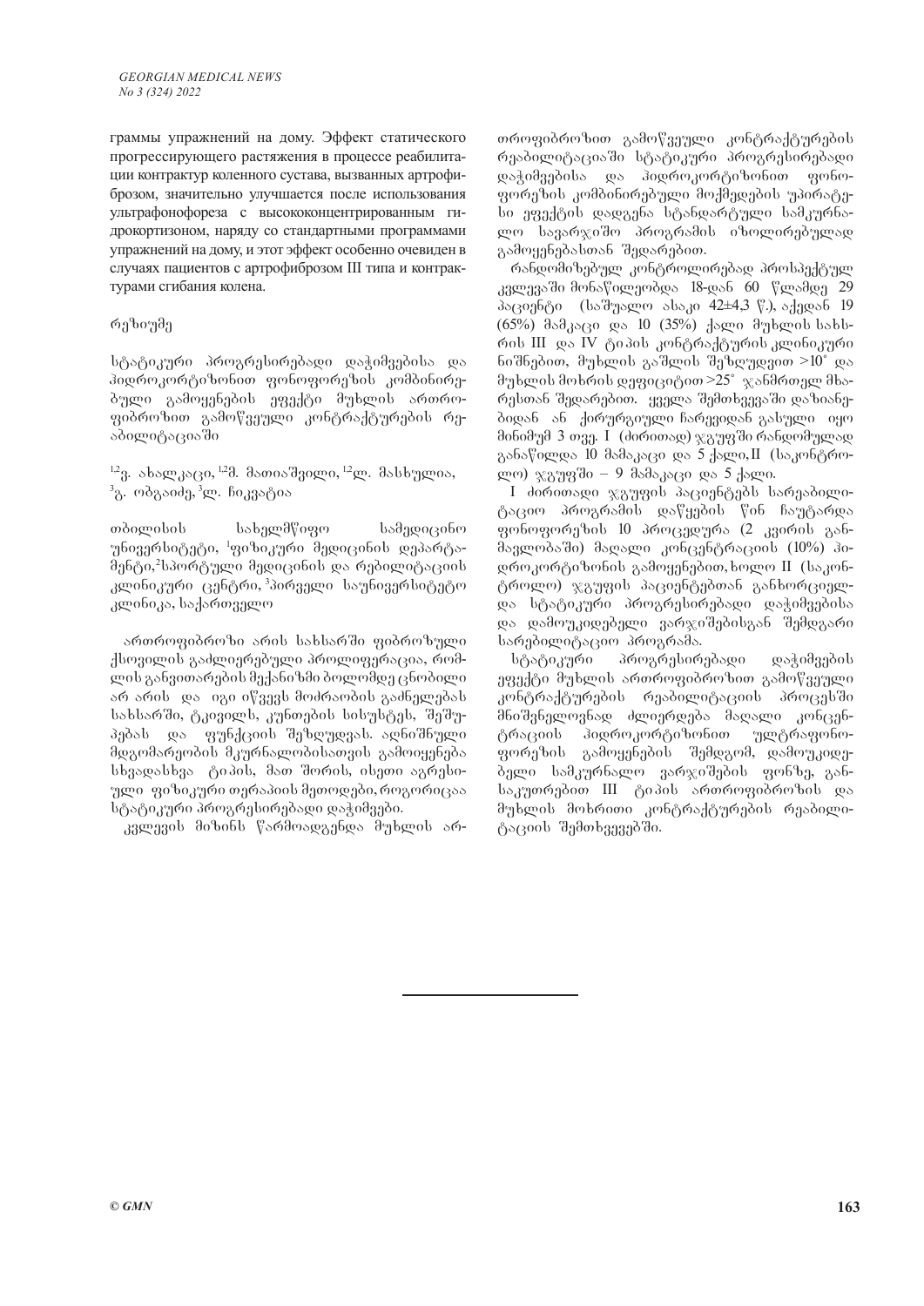граммы упражнений на дому. Эффект статического прогрессирующего растяжения в процессе реабилитации контрактур коленного сустава, вызванных артрофиброзом, значительно улучшается после использования ультрафонофореза с высококонцентрированным гидрокортизоном, наряду со стандартными программами упражнений на дому, и этот эффект особенно очевиден в случаях пациентов с артрофиброзом III типа и контрактурами сгибания колена.

## რეზიუმე

### სტატიკური პროგრესირებადი დაჭიმვებისა და ჰიდროკორტიზონით ფონოფორეზის კომბინირებული გამოყენების ეფექტი მუხლის ართროფიბროზით გამოწვეული კონტრაქტურების რეაბილიტაციაში

[1,2]ვ. ახალკაცი, [1,2]მ. მათიაშვილი, [1,2]ლ. მასხულია, [3]გ. ობგაიძე, [3]ლ. ჩიკვატია

თბილისის სახელმწიფო სამედიცინო უნივერსიტეტი, [1]ფიზიკური მედიცინის დეპარტამენტი, [2]სპორტული მედიცინის და რეაბილიტაციის კლინიკური ცენტრი, [3]პირველი საუნივერსიტეტო კლინიკა, საქართველო

ართროფიბროზი არის სახსარში ფიბროზული ქსოვილის გაძლიერებული პროლიფერაცია, რომლის განვითარების მექანიზმი ბოლომდე ცნობილი არ არის და იგი იწვევს მოძრაობის გაძნელებას სახსარში, ტკივილს, კუნთების სისუსტეს, შეშუპებას და ფუნქციის შეზღუდვას. აღნიშნული მდგომარეობის მკურნალობისათვის გამოიყენება სხვადასხვა ტიპის, მათ შორის, ისეთი აგრესიული ფიზიკური თერაპიის მეთოდები, როგორიცაა სტატიკური პროგრესირებადი დაჭიმვები.

კვლევის მიზანს წარმოადგენდა მუხლის ართროფიბროზით გამოწვეული კონტრაქტურების რეაბილიტაციაში სტატიკური პროგრესირებადი დაჭიმვებისა და ჰიდროკორტიზონით ფონოფორეზის კომბინირებული მოქმედების უპირატესი ეფექტის დადგენა სტანდარტული სამკურნალო სავარჯიშო პროგრამის იზოლირებულად გამოყენებასთან შედარებით.

რანდომიზებულ კონტროლირებად პროსპექტულ კვლევაში მონაწილეობდა 18-დან 60 წლამდე 29 პაციენტი (საშუალო ასაკი 42±4,3 წ.), აქედან 19 (65%) მამაკაცი და 10 (35%) ქალი მუხლის სახსრის III და IV ტიპის კონტრაქტურის კლინიკური ნიშნებით, მუხლის გაშლის შეზღუდვით >10˚ და მუხლის მოხრის დეფიციტით >25˚ ჯანმრთელ მხარესთან შედარებით. ყველა შემთხვევაში დაზიანებიდან ან ქირურგიული ჩარევიდან გასული იყო მინიმუმ 3 თვე. I (ძირითად) ჯგუფში რანდომულად განაწილდა 10 მამაკაცი და 5 ქალი, II (საკონტროლო) ჯგუფში – 9 მამაკაცი და 5 ქალი.

I ძირითადი ჯგუფის პაციენტებს სარეაბილიტაციო პროგრამის დაწყების წინ ჩაუტარდა ფონოფორეზის 10 პროცედურა (2 კვირის განმავლობაში) მაღალი კონცენტრაციის (10%) ჰიდროკორტიზონის გამოყენებით, ხოლო II (საკონტროლო) ჯგუფის პაციენტებთან განხორციელდა სტატიკური პროგრესირებადი დაჭიმვებისა და დამოუკიდებელი ვარჯიშებისგან შემდგარი სარეაბილიტაციო პროგრამა.

სტატიკური პროგრესირებადი დაჭიმვების ეფექტი მუხლის ართროფიბროზით გამოწვეული კონტრაქტურების რეაბილიტაციის პროცესში მნიშვნელოვნად ძლიერდება მაღალი კონცენტრაციის ჰიდროკორტიზონით ულტრაფონოფორეზის გამოყენების შემდგომ, დამოუკიდებელი სამკურნალო ვარჯიშების ფონზე, განსაკუთრებით III ტიპის ართროფიბროზის და მუხლის მოხრითი კონტრაქტურების რეაბილიტაციის შემთხვევებში.